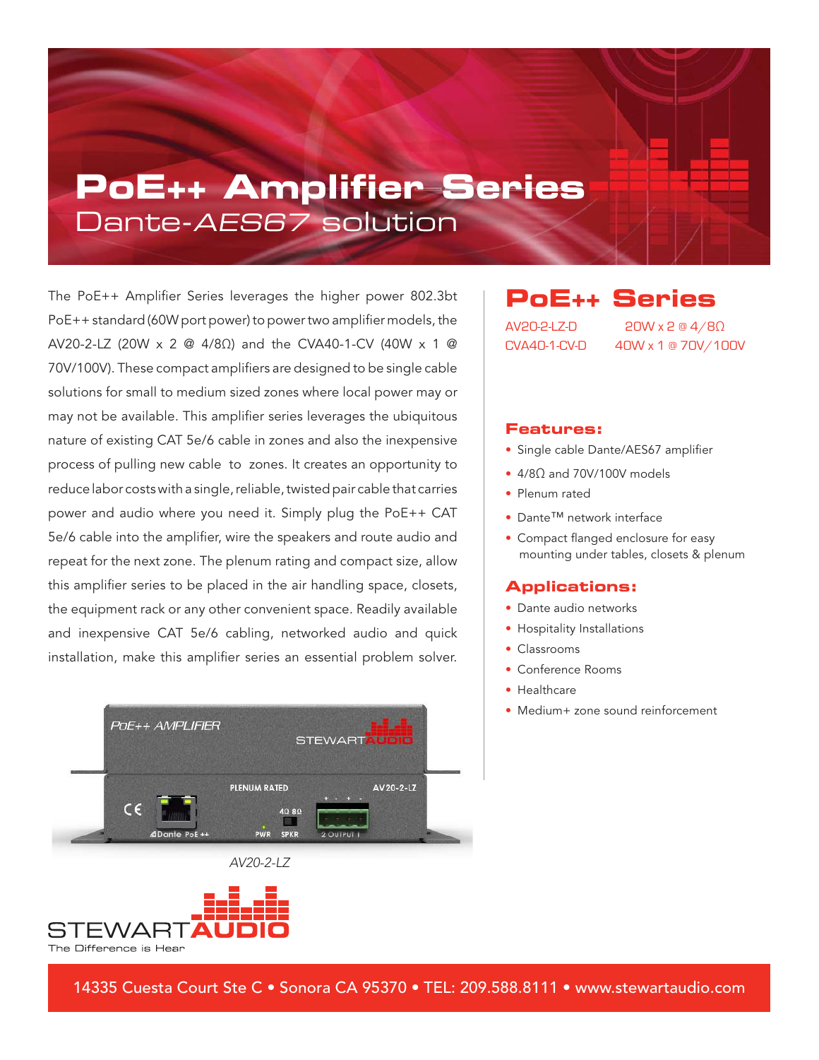# PoE++ Amplifier Series

## Dante-*AES67* solution

The PoE++ Amplifier Series leverages the higher power 802.3bt PoE++ standard (60W port power) to power two amplifier models, the AV20-2-LZ (20W x 2 @ 4/8Ω) and the CVA40-1-CV (40W x 1 @ 70V/100V). These compact amplifiers are designed to be single cable solutions for small to medium sized zones where local power may or may not be available. This amplifier series leverages the ubiquitous nature of existing CAT 5e/6 cable in zones and also the inexpensive process of pulling new cable to zones. It creates an opportunity to reduce labor costs with a single, reliable, twisted pair cable that carries power and audio where you need it. Simply plug the PoE++ CAT 5e/6 cable into the amplifier, wire the speakers and route audio and repeat for the next zone. The plenum rating and compact size, allow this amplifier series to be placed in the air handling space, closets, the equipment rack or any other convenient space. Readily available and inexpensive CAT 5e/6 cabling, networked audio and quick installation, make this amplifier series an essential problem solver.

*AV20-2-LZ*

STEWART AUDIO
The Difference is Hear

## PoE++ Series

| | |
|---|---|
| AV20-2-LZ-D | 20W x 2 @ 4/8Ω |
| CVA40-1-CV-D | 40W x 1 @ 70V/100V |

### Features:

- Single cable Dante/AES67 amplifier
- 4/8Ω and 70V/100V models
- Plenum rated
- Dante™ network interface
- Compact flanged enclosure for easy mounting under tables, closets & plenum

### Applications:

- Dante audio networks
- Hospitality Installations
- Classrooms
- Conference Rooms
- Healthcare
- Medium+ zone sound reinforcement

14335 Cuesta Court Ste C • Sonora CA 95370 • TEL: 209.588.8111 • www.stewartaudio.com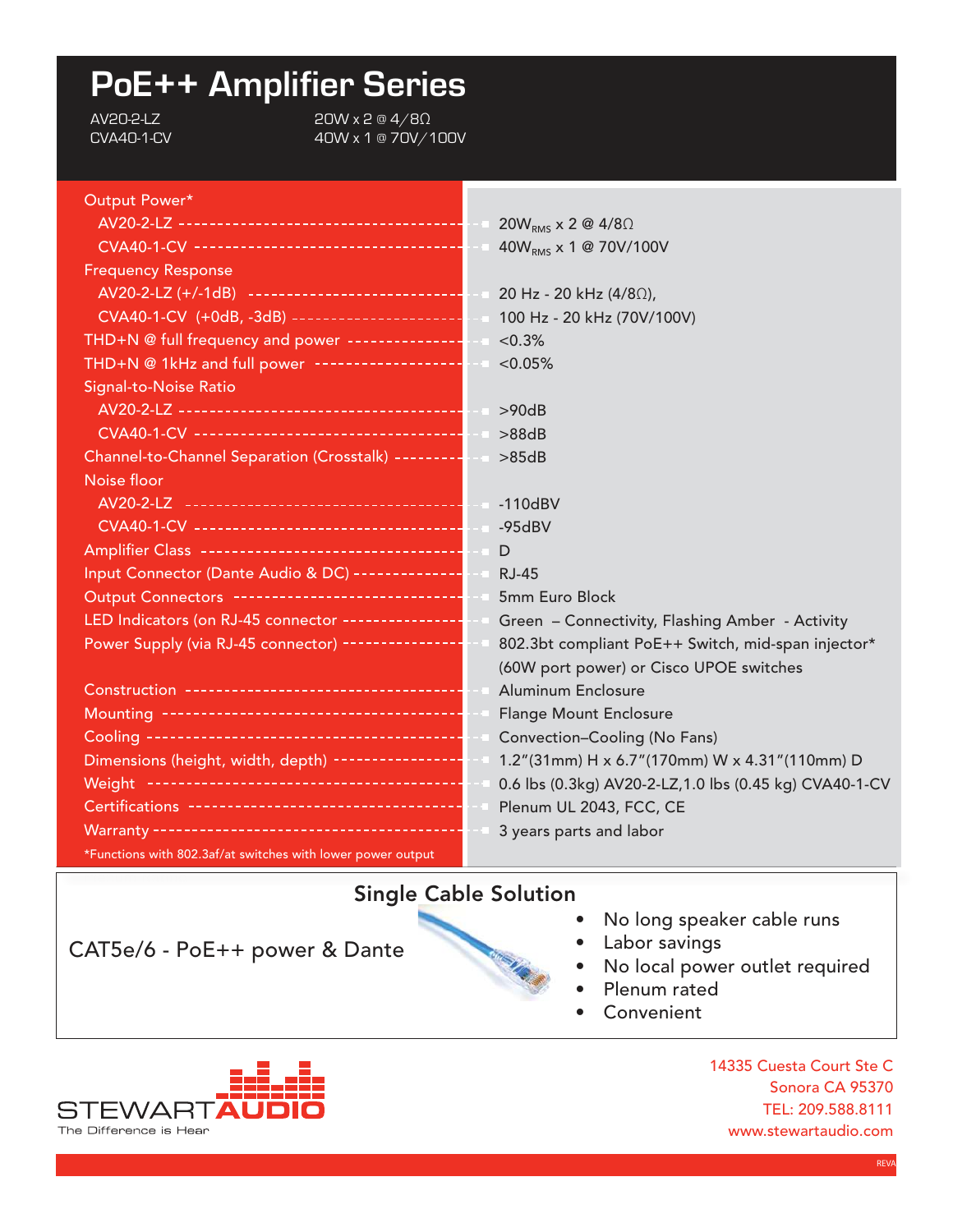# PoE++ Amplifier Series

| | |
|---|---|
| AV20-2-LZ | 20W x 2 @ 4/8Ω |
| CVA40-1-CV | 40W x 1 @ 70V/100V |

| | |
|---|---|
| **Output Power*** | |
| AV20-2-LZ | $20W_{RMS}$ x 2 @ 4/8Ω |
| CVA40-1-CV | $40W_{RMS}$ x 1 @ 70V/100V |
| **Frequency Response** | |
| AV20-2-LZ (+/-1dB) | 20 Hz - 20 kHz (4/8Ω), |
| CVA40-1-CV (+0dB, -3dB) | 100 Hz - 20 kHz (70V/100V) |
| THD+N @ full frequency and power | <0.3% |
| THD+N @ 1kHz and full power | <0.05% |
| **Signal-to-Noise Ratio** | |
| AV20-2-LZ | >90dB |
| CVA40-1-CV | >88dB |
| Channel-to-Channel Separation (Crosstalk) | >85dB |
| **Noise floor** | |
| AV20-2-LZ | -110dBV |
| CVA40-1-CV | -95dBV |
| Amplifier Class | D |
| Input Connector (Dante Audio & DC) | RJ-45 |
| Output Connectors | 5mm Euro Block |
| LED Indicators (on RJ-45 connector | Green – Connectivity, Flashing Amber - Activity |
| Power Supply (via RJ-45 connector) | 802.3bt compliant PoE++ Switch, mid-span injector* (60W port power) or Cisco UPOE switches |
| Construction | Aluminum Enclosure |
| Mounting | Flange Mount Enclosure |
| Cooling | Convection–Cooling (No Fans) |
| Dimensions (height, width, depth) | 1.2"(31mm) H x 6.7"(170mm) W x 4.31"(110mm) D |
| Weight | 0.6 lbs (0.3kg) AV20-2-LZ,1.0 lbs (0.45 kg) CVA40-1-CV |
| Certifications | Plenum UL 2043, FCC, CE |
| Warranty | 3 years parts and labor |

*Functions with 802.3af/at switches with lower power output

## Single Cable Solution

CAT5e/6 - PoE++ power & Dante

- No long speaker cable runs
- Labor savings
- No local power outlet required
- Plenum rated
- Convenient

STEWART AUDIO
The Difference is Hear

14335 Cuesta Court Ste C
Sonora CA 95370
TEL: 209.588.8111
www.stewartaudio.com

REVA